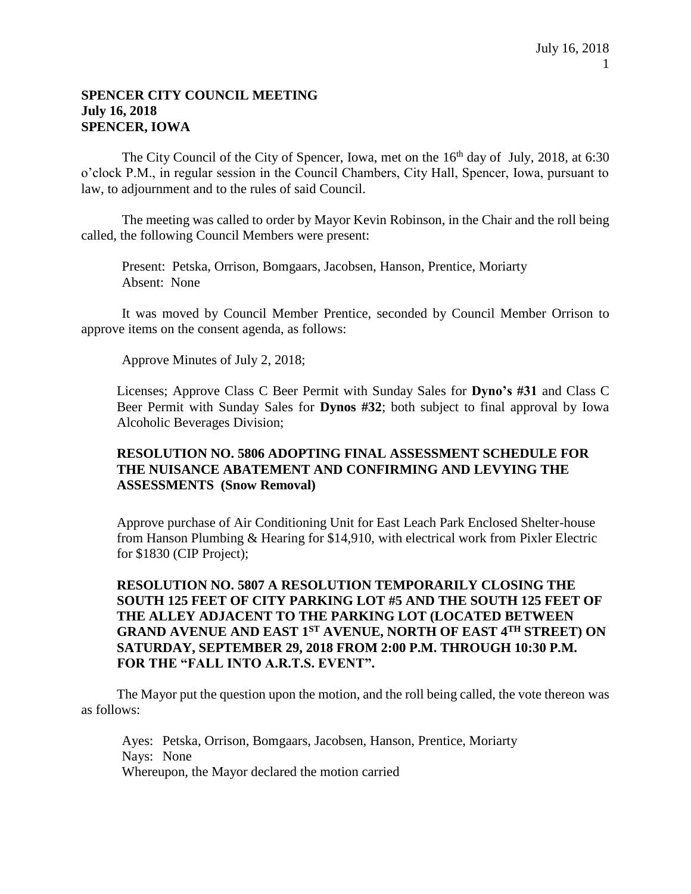**SPENCER CITY COUNCIL MEETING**
**July 16, 2018**
**SPENCER, IOWA**

The City Council of the City of Spencer, Iowa, met on the 16th day of July, 2018, at 6:30 o'clock P.M., in regular session in the Council Chambers, City Hall, Spencer, Iowa, pursuant to law, to adjournment and to the rules of said Council.

The meeting was called to order by Mayor Kevin Robinson, in the Chair and the roll being called, the following Council Members were present:

Present: Petska, Orrison, Bomgaars, Jacobsen, Hanson, Prentice, Moriarty
Absent: None

It was moved by Council Member Prentice, seconded by Council Member Orrison to approve items on the consent agenda, as follows:

Approve Minutes of July 2, 2018;

Licenses; Approve Class C Beer Permit with Sunday Sales for **Dyno's #31** and Class C Beer Permit with Sunday Sales for **Dynos #32**; both subject to final approval by Iowa Alcoholic Beverages Division;

**RESOLUTION NO. 5806 ADOPTING FINAL ASSESSMENT SCHEDULE FOR THE NUISANCE ABATEMENT AND CONFIRMING AND LEVYING THE ASSESSMENTS (Snow Removal)**

Approve purchase of Air Conditioning Unit for East Leach Park Enclosed Shelter-house from Hanson Plumbing & Hearing for $14,910, with electrical work from Pixler Electric for $1830 (CIP Project);

**RESOLUTION NO. 5807 A RESOLUTION TEMPORARILY CLOSING THE SOUTH 125 FEET OF CITY PARKING LOT #5 AND THE SOUTH 125 FEET OF THE ALLEY ADJACENT TO THE PARKING LOT (LOCATED BETWEEN GRAND AVENUE AND EAST 1ST AVENUE, NORTH OF EAST 4TH STREET) ON SATURDAY, SEPTEMBER 29, 2018 FROM 2:00 P.M. THROUGH 10:30 P.M. FOR THE "FALL INTO A.R.T.S. EVENT".**

The Mayor put the question upon the motion, and the roll being called, the vote thereon was as follows:

Ayes: Petska, Orrison, Bomgaars, Jacobsen, Hanson, Prentice, Moriarty
Nays: None
Whereupon, the Mayor declared the motion carried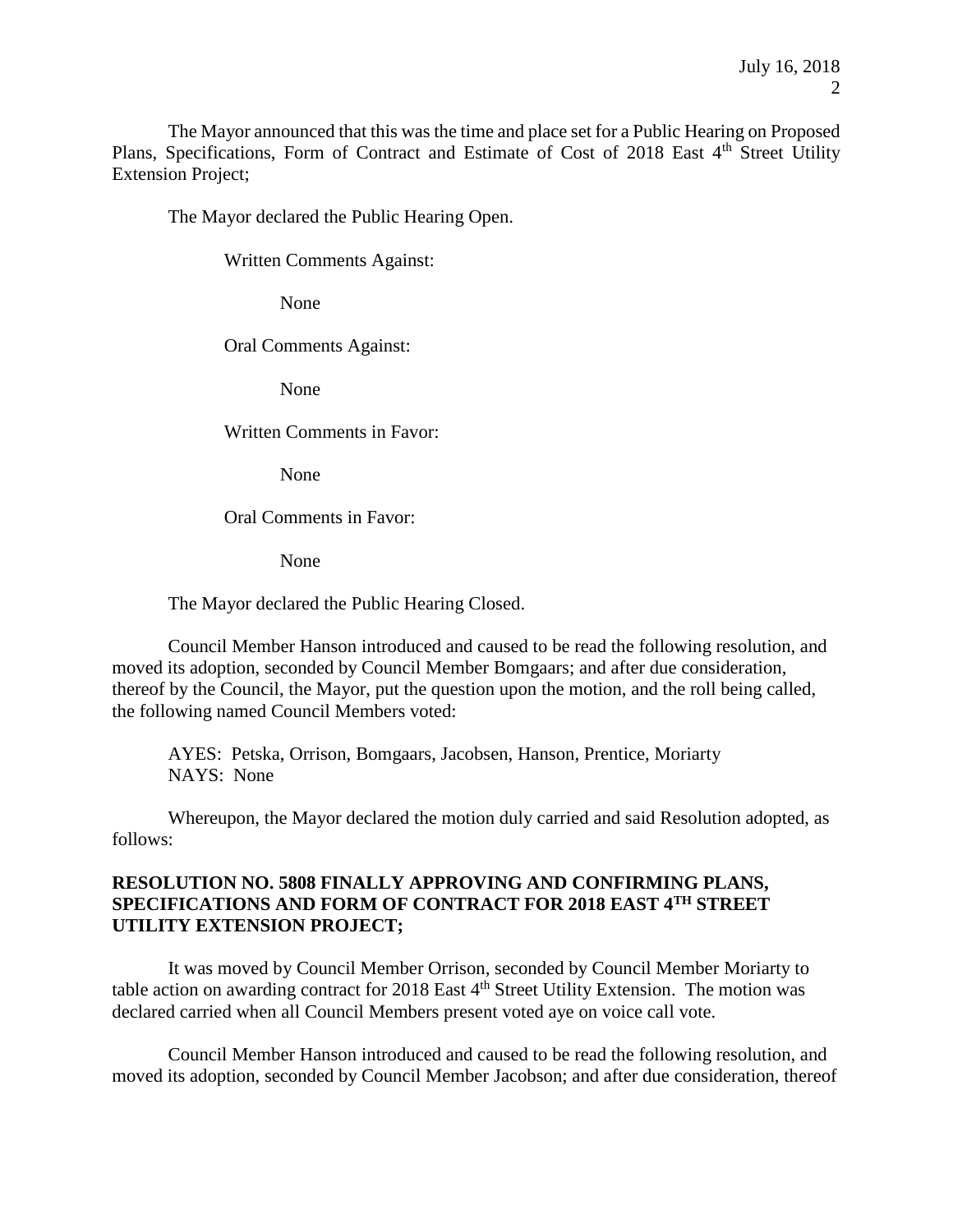The Mayor announced that this was the time and place set for a Public Hearing on Proposed Plans, Specifications, Form of Contract and Estimate of Cost of 2018 East 4th Street Utility Extension Project;

The Mayor declared the Public Hearing Open.

Written Comments Against:

None

Oral Comments Against:

None

Written Comments in Favor:

None

Oral Comments in Favor:

None

The Mayor declared the Public Hearing Closed.

Council Member Hanson introduced and caused to be read the following resolution, and moved its adoption, seconded by Council Member Bomgaars; and after due consideration, thereof by the Council, the Mayor, put the question upon the motion, and the roll being called, the following named Council Members voted:

AYES: Petska, Orrison, Bomgaars, Jacobsen, Hanson, Prentice, Moriarty
NAYS: None

Whereupon, the Mayor declared the motion duly carried and said Resolution adopted, as follows:

**RESOLUTION NO. 5808 FINALLY APPROVING AND CONFIRMING PLANS, SPECIFICATIONS AND FORM OF CONTRACT FOR 2018 EAST 4TH STREET UTILITY EXTENSION PROJECT;**

It was moved by Council Member Orrison, seconded by Council Member Moriarty to table action on awarding contract for 2018 East 4th Street Utility Extension. The motion was declared carried when all Council Members present voted aye on voice call vote.

Council Member Hanson introduced and caused to be read the following resolution, and moved its adoption, seconded by Council Member Jacobson; and after due consideration, thereof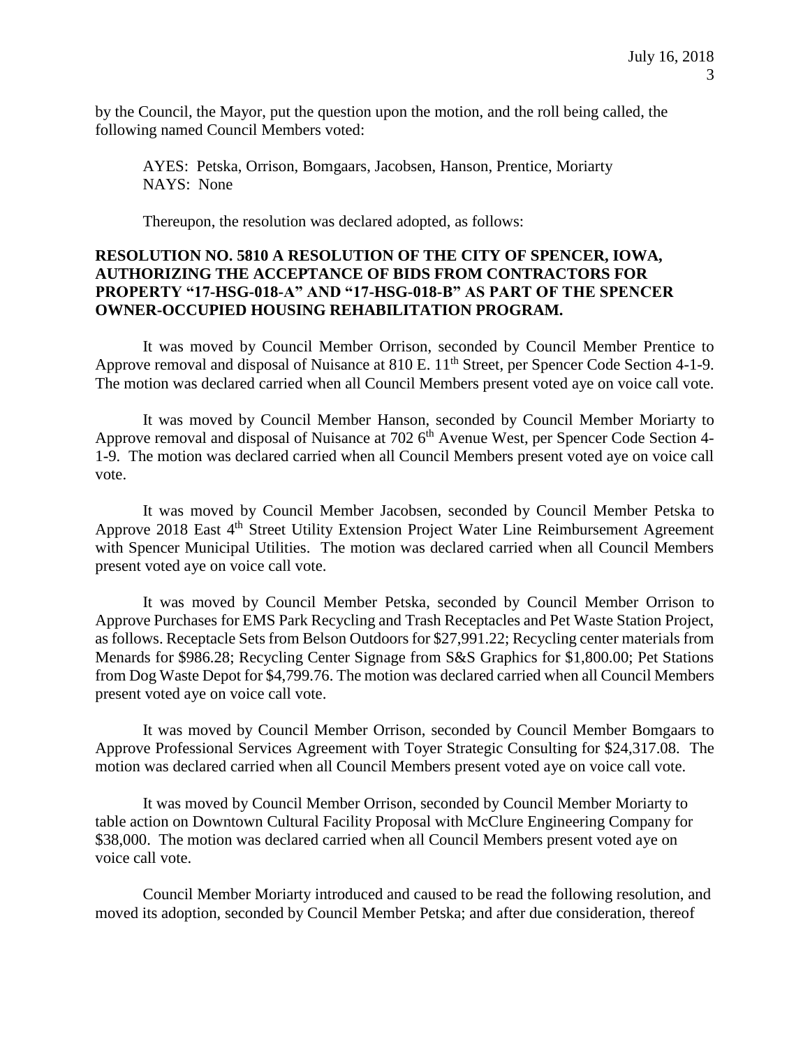by the Council, the Mayor, put the question upon the motion, and the roll being called, the following named Council Members voted:

AYES: Petska, Orrison, Bomgaars, Jacobsen, Hanson, Prentice, Moriarty
NAYS: None

Thereupon, the resolution was declared adopted, as follows:

**RESOLUTION NO. 5810 A RESOLUTION OF THE CITY OF SPENCER, IOWA, AUTHORIZING THE ACCEPTANCE OF BIDS FROM CONTRACTORS FOR PROPERTY "17-HSG-018-A" AND "17-HSG-018-B" AS PART OF THE SPENCER OWNER-OCCUPIED HOUSING REHABILITATION PROGRAM.**

It was moved by Council Member Orrison, seconded by Council Member Prentice to Approve removal and disposal of Nuisance at 810 E. 11th Street, per Spencer Code Section 4-1-9. The motion was declared carried when all Council Members present voted aye on voice call vote.

It was moved by Council Member Hanson, seconded by Council Member Moriarty to Approve removal and disposal of Nuisance at 702 6th Avenue West, per Spencer Code Section 4-1-9. The motion was declared carried when all Council Members present voted aye on voice call vote.

It was moved by Council Member Jacobsen, seconded by Council Member Petska to Approve 2018 East 4th Street Utility Extension Project Water Line Reimbursement Agreement with Spencer Municipal Utilities. The motion was declared carried when all Council Members present voted aye on voice call vote.

It was moved by Council Member Petska, seconded by Council Member Orrison to Approve Purchases for EMS Park Recycling and Trash Receptacles and Pet Waste Station Project, as follows. Receptacle Sets from Belson Outdoors for $27,991.22; Recycling center materials from Menards for $986.28; Recycling Center Signage from S&S Graphics for $1,800.00; Pet Stations from Dog Waste Depot for $4,799.76. The motion was declared carried when all Council Members present voted aye on voice call vote.

It was moved by Council Member Orrison, seconded by Council Member Bomgaars to Approve Professional Services Agreement with Toyer Strategic Consulting for $24,317.08. The motion was declared carried when all Council Members present voted aye on voice call vote.

It was moved by Council Member Orrison, seconded by Council Member Moriarty to table action on Downtown Cultural Facility Proposal with McClure Engineering Company for $38,000. The motion was declared carried when all Council Members present voted aye on voice call vote.

Council Member Moriarty introduced and caused to be read the following resolution, and moved its adoption, seconded by Council Member Petska; and after due consideration, thereof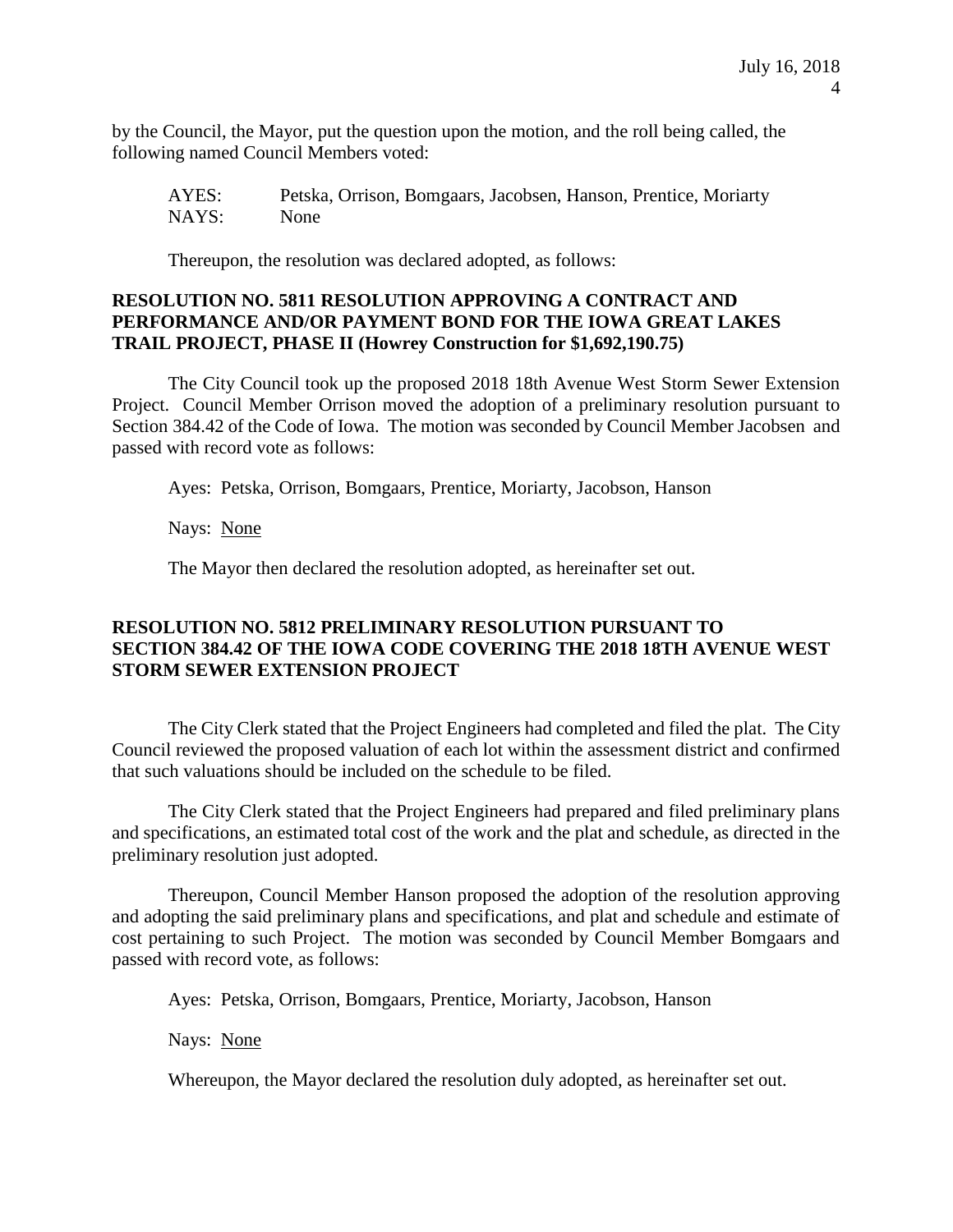by the Council, the Mayor, put the question upon the motion, and the roll being called, the following named Council Members voted:

AYES: Petska, Orrison, Bomgaars, Jacobsen, Hanson, Prentice, Moriarty
NAYS: None

Thereupon, the resolution was declared adopted, as follows:

**RESOLUTION NO. 5811 RESOLUTION APPROVING A CONTRACT AND PERFORMANCE AND/OR PAYMENT BOND FOR THE IOWA GREAT LAKES TRAIL PROJECT, PHASE II (Howrey Construction for $1,692,190.75)**

The City Council took up the proposed 2018 18th Avenue West Storm Sewer Extension Project. Council Member Orrison moved the adoption of a preliminary resolution pursuant to Section 384.42 of the Code of Iowa. The motion was seconded by Council Member Jacobsen and passed with record vote as follows:

Ayes: Petska, Orrison, Bomgaars, Prentice, Moriarty, Jacobson, Hanson

Nays: None

The Mayor then declared the resolution adopted, as hereinafter set out.

**RESOLUTION NO. 5812 PRELIMINARY RESOLUTION PURSUANT TO SECTION 384.42 OF THE IOWA CODE COVERING THE 2018 18TH AVENUE WEST STORM SEWER EXTENSION PROJECT**

The City Clerk stated that the Project Engineers had completed and filed the plat. The City Council reviewed the proposed valuation of each lot within the assessment district and confirmed that such valuations should be included on the schedule to be filed.

The City Clerk stated that the Project Engineers had prepared and filed preliminary plans and specifications, an estimated total cost of the work and the plat and schedule, as directed in the preliminary resolution just adopted.

Thereupon, Council Member Hanson proposed the adoption of the resolution approving and adopting the said preliminary plans and specifications, and plat and schedule and estimate of cost pertaining to such Project. The motion was seconded by Council Member Bomgaars and passed with record vote, as follows:

Ayes: Petska, Orrison, Bomgaars, Prentice, Moriarty, Jacobson, Hanson

Nays: None

Whereupon, the Mayor declared the resolution duly adopted, as hereinafter set out.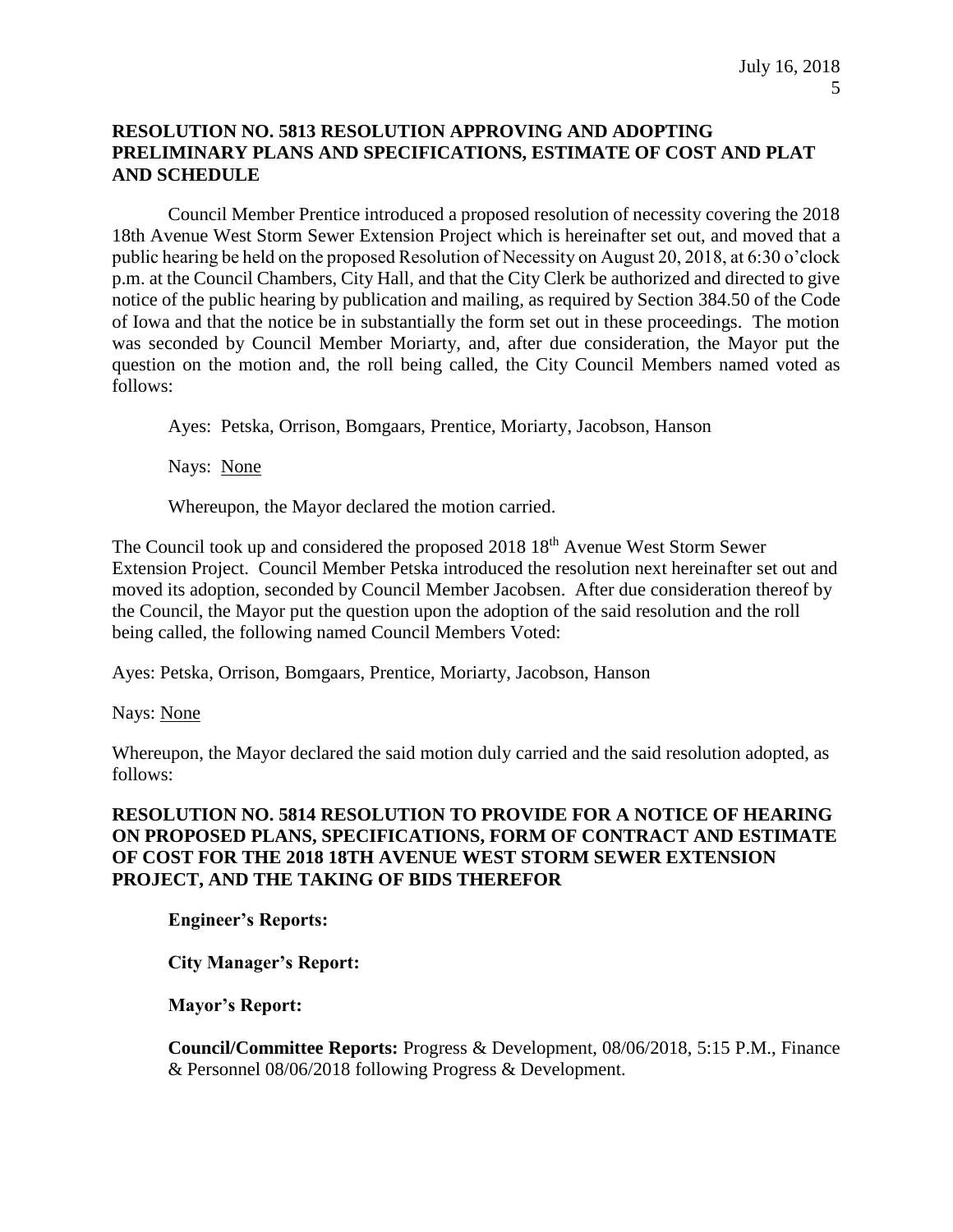**RESOLUTION NO. 5813 RESOLUTION APPROVING AND ADOPTING PRELIMINARY PLANS AND SPECIFICATIONS, ESTIMATE OF COST AND PLAT AND SCHEDULE**

Council Member Prentice introduced a proposed resolution of necessity covering the 2018 18th Avenue West Storm Sewer Extension Project which is hereinafter set out, and moved that a public hearing be held on the proposed Resolution of Necessity on August 20, 2018, at 6:30 o'clock p.m. at the Council Chambers, City Hall, and that the City Clerk be authorized and directed to give notice of the public hearing by publication and mailing, as required by Section 384.50 of the Code of Iowa and that the notice be in substantially the form set out in these proceedings. The motion was seconded by Council Member Moriarty, and, after due consideration, the Mayor put the question on the motion and, the roll being called, the City Council Members named voted as follows:

Ayes: Petska, Orrison, Bomgaars, Prentice, Moriarty, Jacobson, Hanson

Nays: None

Whereupon, the Mayor declared the motion carried.

The Council took up and considered the proposed 2018 18th Avenue West Storm Sewer Extension Project. Council Member Petska introduced the resolution next hereinafter set out and moved its adoption, seconded by Council Member Jacobsen. After due consideration thereof by the Council, the Mayor put the question upon the adoption of the said resolution and the roll being called, the following named Council Members Voted:

Ayes: Petska, Orrison, Bomgaars, Prentice, Moriarty, Jacobson, Hanson

Nays: None

Whereupon, the Mayor declared the said motion duly carried and the said resolution adopted, as follows:

**RESOLUTION NO. 5814 RESOLUTION TO PROVIDE FOR A NOTICE OF HEARING ON PROPOSED PLANS, SPECIFICATIONS, FORM OF CONTRACT AND ESTIMATE OF COST FOR THE 2018 18TH AVENUE WEST STORM SEWER EXTENSION PROJECT, AND THE TAKING OF BIDS THEREFOR**

**Engineer's Reports:**

**City Manager's Report:**

**Mayor's Report:**

**Council/Committee Reports:** Progress & Development, 08/06/2018, 5:15 P.M., Finance & Personnel 08/06/2018 following Progress & Development.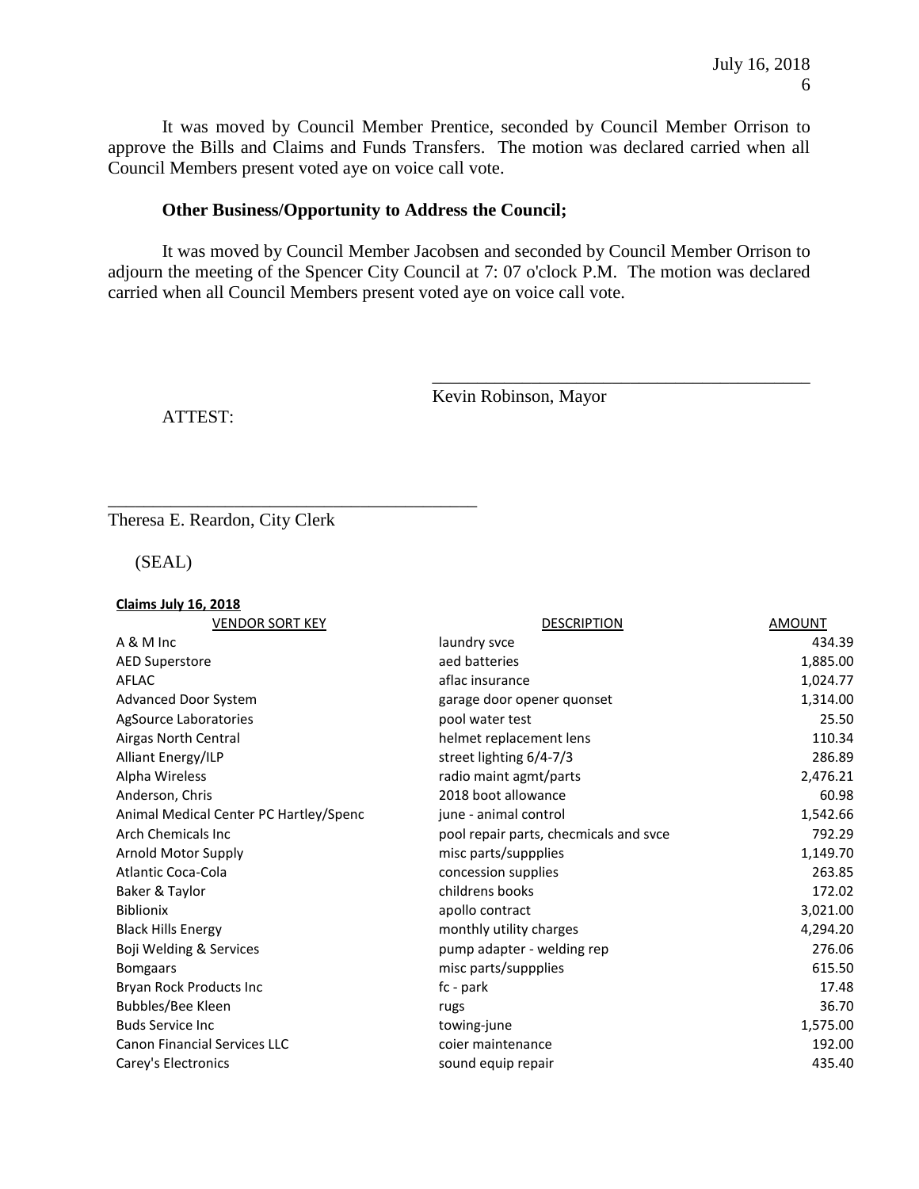It was moved by Council Member Prentice, seconded by Council Member Orrison to approve the Bills and Claims and Funds Transfers. The motion was declared carried when all Council Members present voted aye on voice call vote.

**Other Business/Opportunity to Address the Council;**

It was moved by Council Member Jacobsen and seconded by Council Member Orrison to adjourn the meeting of the Spencer City Council at 7: 07 o'clock P.M. The motion was declared carried when all Council Members present voted aye on voice call vote.

\_\_\_\_\_\_\_\_\_\_\_\_\_\_\_\_\_\_\_\_\_\_\_\_\_\_\_\_\_\_\_\_\_\_\_\_\_\_\_\_\_\_

Kevin Robinson, Mayor

ATTEST:

\_\_\_\_\_\_\_\_\_\_\_\_\_\_\_\_\_\_\_\_\_\_\_\_\_\_\_\_\_\_\_\_\_\_\_\_\_\_\_\_\_\_

Theresa E. Reardon, City Clerk

(SEAL)

**Claims July 16, 2018**

| VENDOR SORT KEY | DESCRIPTION | AMOUNT |
|---|---|---|
| A & M Inc | laundry svce | 434.39 |
| AED Superstore | aed batteries | 1,885.00 |
| AFLAC | aflac insurance | 1,024.77 |
| Advanced Door System | garage door opener quonset | 1,314.00 |
| AgSource Laboratories | pool water test | 25.50 |
| Airgas North Central | helmet replacement lens | 110.34 |
| Alliant Energy/ILP | street lighting 6/4-7/3 | 286.89 |
| Alpha Wireless | radio maint agmt/parts | 2,476.21 |
| Anderson, Chris | 2018 boot allowance | 60.98 |
| Animal Medical Center PC Hartley/Spenc | june - animal control | 1,542.66 |
| Arch Chemicals Inc | pool repair parts, checmicals and svce | 792.29 |
| Arnold Motor Supply | misc parts/suppplies | 1,149.70 |
| Atlantic Coca-Cola | concession supplies | 263.85 |
| Baker & Taylor | childrens books | 172.02 |
| Biblionix | apollo contract | 3,021.00 |
| Black Hills Energy | monthly utility charges | 4,294.20 |
| Boji Welding & Services | pump adapter - welding rep | 276.06 |
| Bomgaars | misc parts/suppplies | 615.50 |
| Bryan Rock Products Inc | fc - park | 17.48 |
| Bubbles/Bee Kleen | rugs | 36.70 |
| Buds Service Inc | towing-june | 1,575.00 |
| Canon Financial Services LLC | coier maintenance | 192.00 |
| Carey's Electronics | sound equip repair | 435.40 |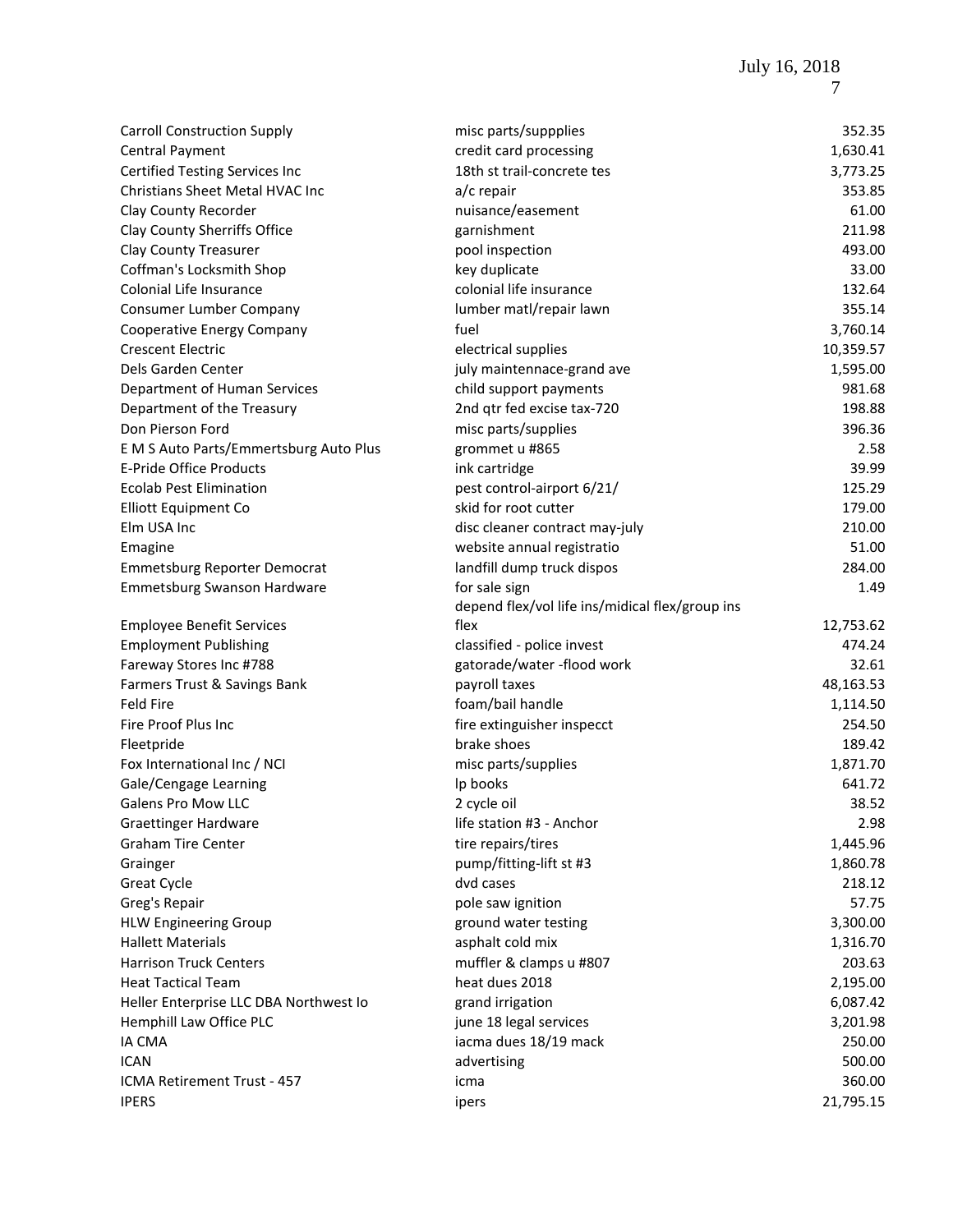| | | |
|---|---|---|
| Carroll Construction Supply | misc parts/suppplies | 352.35 |
| Central Payment | credit card processing | 1,630.41 |
| Certified Testing Services Inc | 18th st trail-concrete tes | 3,773.25 |
| Christians Sheet Metal HVAC Inc | a/c repair | 353.85 |
| Clay County Recorder | nuisance/easement | 61.00 |
| Clay County Sherriffs Office | garnishment | 211.98 |
| Clay County Treasurer | pool inspection | 493.00 |
| Coffman's Locksmith Shop | key duplicate | 33.00 |
| Colonial Life Insurance | colonial life insurance | 132.64 |
| Consumer Lumber Company | lumber matl/repair lawn | 355.14 |
| Cooperative Energy Company | fuel | 3,760.14 |
| Crescent Electric | electrical supplies | 10,359.57 |
| Dels Garden Center | july maintennace-grand ave | 1,595.00 |
| Department of Human Services | child support payments | 981.68 |
| Department of the Treasury | 2nd qtr fed excise tax-720 | 198.88 |
| Don Pierson Ford | misc parts/supplies | 396.36 |
| E M S Auto Parts/Emmertsburg Auto Plus | grommet u #865 | 2.58 |
| E-Pride Office Products | ink cartridge | 39.99 |
| Ecolab Pest Elimination | pest control-airport 6/21/ | 125.29 |
| Elliott Equipment Co | skid for root cutter | 179.00 |
| Elm USA Inc | disc cleaner contract may-july | 210.00 |
| Emagine | website annual registratio | 51.00 |
| Emmetsburg Reporter Democrat | landfill dump truck dispos | 284.00 |
| Emmetsburg Swanson Hardware | for sale sign | 1.49 |
| Employee Benefit Services | depend flex/vol life ins/midical flex/group ins flex | 12,753.62 |
| Employment Publishing | classified - police invest | 474.24 |
| Fareway Stores Inc #788 | gatorade/water -flood work | 32.61 |
| Farmers Trust & Savings Bank | payroll taxes | 48,163.53 |
| Feld Fire | foam/bail handle | 1,114.50 |
| Fire Proof Plus Inc | fire extinguisher inspecct | 254.50 |
| Fleetpride | brake shoes | 189.42 |
| Fox International Inc / NCI | misc parts/supplies | 1,871.70 |
| Gale/Cengage Learning | lp books | 641.72 |
| Galens Pro Mow LLC | 2 cycle oil | 38.52 |
| Graettinger Hardware | life station #3 - Anchor | 2.98 |
| Graham Tire Center | tire repairs/tires | 1,445.96 |
| Grainger | pump/fitting-lift st #3 | 1,860.78 |
| Great Cycle | dvd cases | 218.12 |
| Greg's Repair | pole saw ignition | 57.75 |
| HLW Engineering Group | ground water testing | 3,300.00 |
| Hallett Materials | asphalt cold mix | 1,316.70 |
| Harrison Truck Centers | muffler & clamps u #807 | 203.63 |
| Heat Tactical Team | heat dues 2018 | 2,195.00 |
| Heller Enterprise LLC DBA Northwest Io | grand irrigation | 6,087.42 |
| Hemphill Law Office PLC | june 18 legal services | 3,201.98 |
| IA CMA | iacma dues 18/19 mack | 250.00 |
| ICAN | advertising | 500.00 |
| ICMA Retirement Trust - 457 | icma | 360.00 |
| IPERS | ipers | 21,795.15 |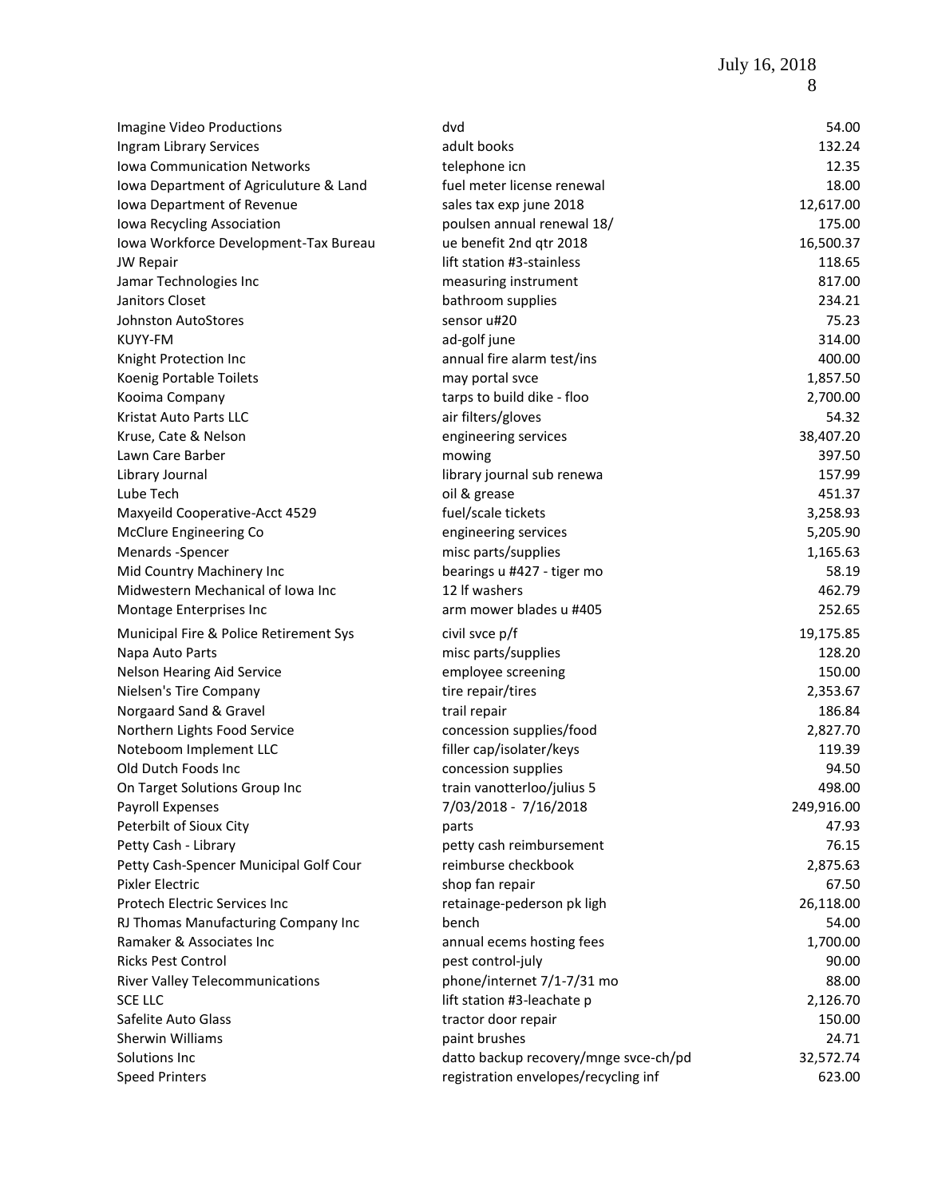| | | |
|---|---|---|
| Imagine Video Productions | dvd | 54.00 |
| Ingram Library Services | adult books | 132.24 |
| Iowa Communication Networks | telephone icn | 12.35 |
| Iowa Department of Agriculuture & Land | fuel meter license renewal | 18.00 |
| Iowa Department of Revenue | sales tax exp june 2018 | 12,617.00 |
| Iowa Recycling Association | poulsen annual renewal 18/ | 175.00 |
| Iowa Workforce Development-Tax Bureau | ue benefit 2nd qtr 2018 | 16,500.37 |
| JW Repair | lift station #3-stainless | 118.65 |
| Jamar Technologies Inc | measuring instrument | 817.00 |
| Janitors Closet | bathroom supplies | 234.21 |
| Johnston AutoStores | sensor u#20 | 75.23 |
| KUYY-FM | ad-golf june | 314.00 |
| Knight Protection Inc | annual fire alarm test/ins | 400.00 |
| Koenig Portable Toilets | may portal svce | 1,857.50 |
| Kooima Company | tarps to build dike - floo | 2,700.00 |
| Kristat Auto Parts LLC | air filters/gloves | 54.32 |
| Kruse, Cate & Nelson | engineering services | 38,407.20 |
| Lawn Care Barber | mowing | 397.50 |
| Library Journal | library journal sub renewa | 157.99 |
| Lube Tech | oil & grease | 451.37 |
| Maxyeild Cooperative-Acct 4529 | fuel/scale tickets | 3,258.93 |
| McClure Engineering Co | engineering services | 5,205.90 |
| Menards -Spencer | misc parts/supplies | 1,165.63 |
| Mid Country Machinery Inc | bearings u #427 - tiger mo | 58.19 |
| Midwestern Mechanical of Iowa Inc | 12 lf washers | 462.79 |
| Montage Enterprises Inc | arm mower blades u #405 | 252.65 |
| Municipal Fire & Police Retirement Sys | civil svce p/f | 19,175.85 |
| Napa Auto Parts | misc parts/supplies | 128.20 |
| Nelson Hearing Aid Service | employee screening | 150.00 |
| Nielsen's Tire Company | tire repair/tires | 2,353.67 |
| Norgaard Sand & Gravel | trail repair | 186.84 |
| Northern Lights Food Service | concession supplies/food | 2,827.70 |
| Noteboom Implement LLC | filler cap/isolater/keys | 119.39 |
| Old Dutch Foods Inc | concession supplies | 94.50 |
| On Target Solutions Group Inc | train vanotterloo/julius 5 | 498.00 |
| Payroll Expenses | 7/03/2018 - 7/16/2018 | 249,916.00 |
| Peterbilt of Sioux City | parts | 47.93 |
| Petty Cash - Library | petty cash reimbursement | 76.15 |
| Petty Cash-Spencer Municipal Golf Cour | reimburse checkbook | 2,875.63 |
| Pixler Electric | shop fan repair | 67.50 |
| Protech Electric Services Inc | retainage-pederson pk ligh | 26,118.00 |
| RJ Thomas Manufacturing Company Inc | bench | 54.00 |
| Ramaker & Associates Inc | annual ecems hosting fees | 1,700.00 |
| Ricks Pest Control | pest control-july | 90.00 |
| River Valley Telecommunications | phone/internet 7/1-7/31 mo | 88.00 |
| SCE LLC | lift station #3-leachate p | 2,126.70 |
| Safelite Auto Glass | tractor door repair | 150.00 |
| Sherwin Williams | paint brushes | 24.71 |
| Solutions Inc | datto backup recovery/mnge svce-ch/pd | 32,572.74 |
| Speed Printers | registration envelopes/recycling inf | 623.00 |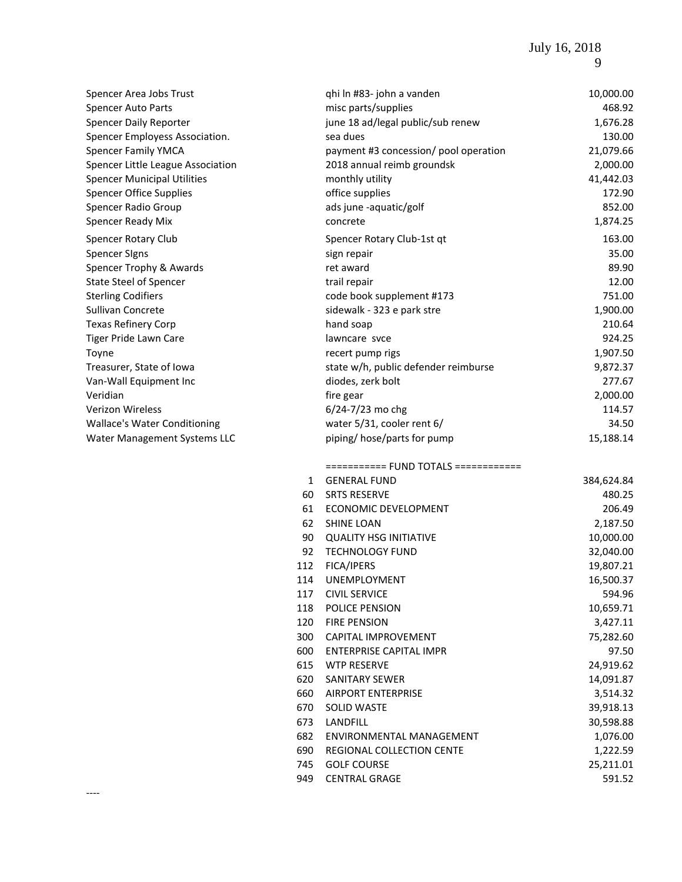| | | |
|---|---|---|
| Spencer Area Jobs Trust | qhi ln #83- john a vanden | 10,000.00 |
| Spencer Auto Parts | misc parts/supplies | 468.92 |
| Spencer Daily Reporter | june 18 ad/legal public/sub renew | 1,676.28 |
| Spencer Employess Association. | sea dues | 130.00 |
| Spencer Family YMCA | payment #3 concession/ pool operation | 21,079.66 |
| Spencer Little League Association | 2018 annual reimb groundsk | 2,000.00 |
| Spencer Municipal Utilities | monthly utility | 41,442.03 |
| Spencer Office Supplies | office supplies | 172.90 |
| Spencer Radio Group | ads june -aquatic/golf | 852.00 |
| Spencer Ready Mix | concrete | 1,874.25 |
| Spencer Rotary Club | Spencer Rotary Club-1st qt | 163.00 |
| Spencer SIgns | sign repair | 35.00 |
| Spencer Trophy & Awards | ret award | 89.90 |
| State Steel of Spencer | trail repair | 12.00 |
| Sterling Codifiers | code book supplement #173 | 751.00 |
| Sullivan Concrete | sidewalk - 323 e park stre | 1,900.00 |
| Texas Refinery Corp | hand soap | 210.64 |
| Tiger Pride Lawn Care | lawncare svce | 924.25 |
| Toyne | recert pump rigs | 1,907.50 |
| Treasurer, State of Iowa | state w/h, public defender reimburse | 9,872.37 |
| Van-Wall Equipment Inc | diodes, zerk bolt | 277.67 |
| Veridian | fire gear | 2,000.00 |
| Verizon Wireless | 6/24-7/23 mo chg | 114.57 |
| Wallace's Water Conditioning | water 5/31, cooler rent 6/ | 34.50 |
| Water Management Systems LLC | piping/ hose/parts for pump | 15,188.14 |

=========== FUND TOTALS ============

| | | |
|---|---|---|
| 1 | GENERAL FUND | 384,624.84 |
| 60 | SRTS RESERVE | 480.25 |
| 61 | ECONOMIC DEVELOPMENT | 206.49 |
| 62 | SHINE LOAN | 2,187.50 |
| 90 | QUALITY HSG INITIATIVE | 10,000.00 |
| 92 | TECHNOLOGY FUND | 32,040.00 |
| 112 | FICA/IPERS | 19,807.21 |
| 114 | UNEMPLOYMENT | 16,500.37 |
| 117 | CIVIL SERVICE | 594.96 |
| 118 | POLICE PENSION | 10,659.71 |
| 120 | FIRE PENSION | 3,427.11 |
| 300 | CAPITAL IMPROVEMENT | 75,282.60 |
| 600 | ENTERPRISE CAPITAL IMPR | 97.50 |
| 615 | WTP RESERVE | 24,919.62 |
| 620 | SANITARY SEWER | 14,091.87 |
| 660 | AIRPORT ENTERPRISE | 3,514.32 |
| 670 | SOLID WASTE | 39,918.13 |
| 673 | LANDFILL | 30,598.88 |
| 682 | ENVIRONMENTAL MANAGEMENT | 1,076.00 |
| 690 | REGIONAL COLLECTION CENTE | 1,222.59 |
| 745 | GOLF COURSE | 25,211.01 |
| 949 | CENTRAL GRAGE | 591.52 |

----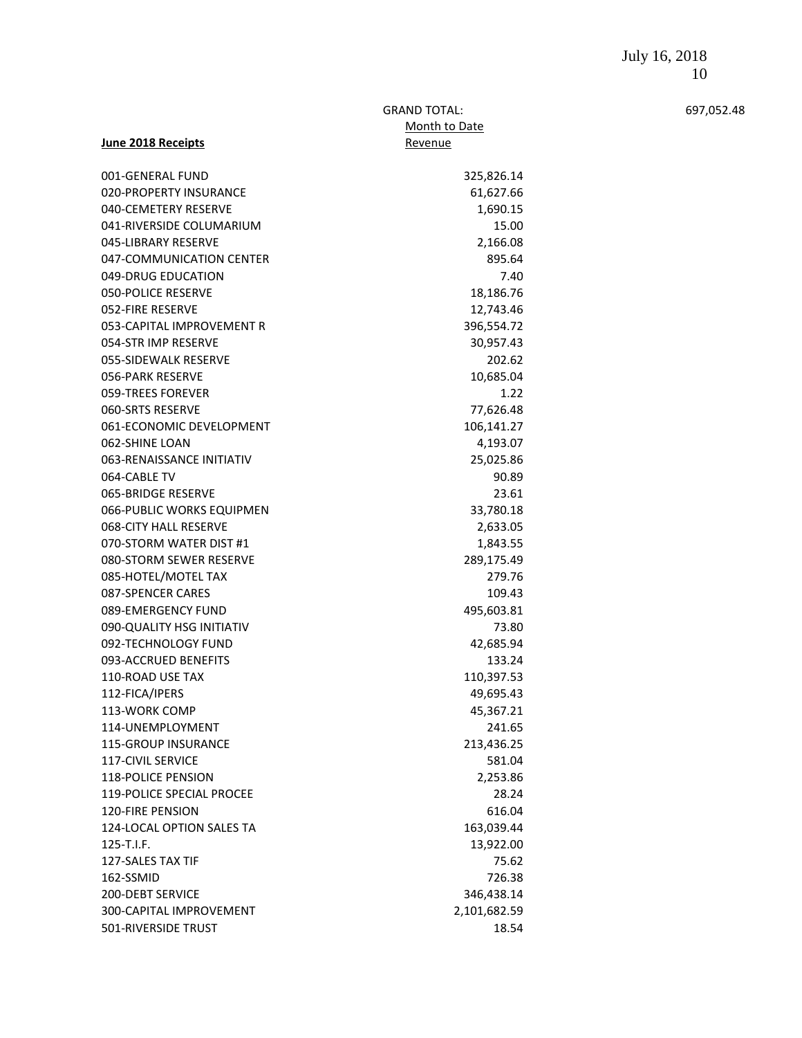July 16, 2018

GRAND TOTAL: 697,052.48

| June 2018 Receipts | Month to Date Revenue |
|---|---|
| 001-GENERAL FUND | 325,826.14 |
| 020-PROPERTY INSURANCE | 61,627.66 |
| 040-CEMETERY RESERVE | 1,690.15 |
| 041-RIVERSIDE COLUMARIUM | 15.00 |
| 045-LIBRARY RESERVE | 2,166.08 |
| 047-COMMUNICATION CENTER | 895.64 |
| 049-DRUG EDUCATION | 7.40 |
| 050-POLICE RESERVE | 18,186.76 |
| 052-FIRE RESERVE | 12,743.46 |
| 053-CAPITAL IMPROVEMENT R | 396,554.72 |
| 054-STR IMP RESERVE | 30,957.43 |
| 055-SIDEWALK RESERVE | 202.62 |
| 056-PARK RESERVE | 10,685.04 |
| 059-TREES FOREVER | 1.22 |
| 060-SRTS RESERVE | 77,626.48 |
| 061-ECONOMIC DEVELOPMENT | 106,141.27 |
| 062-SHINE LOAN | 4,193.07 |
| 063-RENAISSANCE INITIATIV | 25,025.86 |
| 064-CABLE TV | 90.89 |
| 065-BRIDGE RESERVE | 23.61 |
| 066-PUBLIC WORKS EQUIPMEN | 33,780.18 |
| 068-CITY HALL RESERVE | 2,633.05 |
| 070-STORM WATER DIST #1 | 1,843.55 |
| 080-STORM SEWER RESERVE | 289,175.49 |
| 085-HOTEL/MOTEL TAX | 279.76 |
| 087-SPENCER CARES | 109.43 |
| 089-EMERGENCY FUND | 495,603.81 |
| 090-QUALITY HSG INITIATIV | 73.80 |
| 092-TECHNOLOGY FUND | 42,685.94 |
| 093-ACCRUED BENEFITS | 133.24 |
| 110-ROAD USE TAX | 110,397.53 |
| 112-FICA/IPERS | 49,695.43 |
| 113-WORK COMP | 45,367.21 |
| 114-UNEMPLOYMENT | 241.65 |
| 115-GROUP INSURANCE | 213,436.25 |
| 117-CIVIL SERVICE | 581.04 |
| 118-POLICE PENSION | 2,253.86 |
| 119-POLICE SPECIAL PROCEE | 28.24 |
| 120-FIRE PENSION | 616.04 |
| 124-LOCAL OPTION SALES TA | 163,039.44 |
| 125-T.I.F. | 13,922.00 |
| 127-SALES TAX TIF | 75.62 |
| 162-SSMID | 726.38 |
| 200-DEBT SERVICE | 346,438.14 |
| 300-CAPITAL IMPROVEMENT | 2,101,682.59 |
| 501-RIVERSIDE TRUST | 18.54 |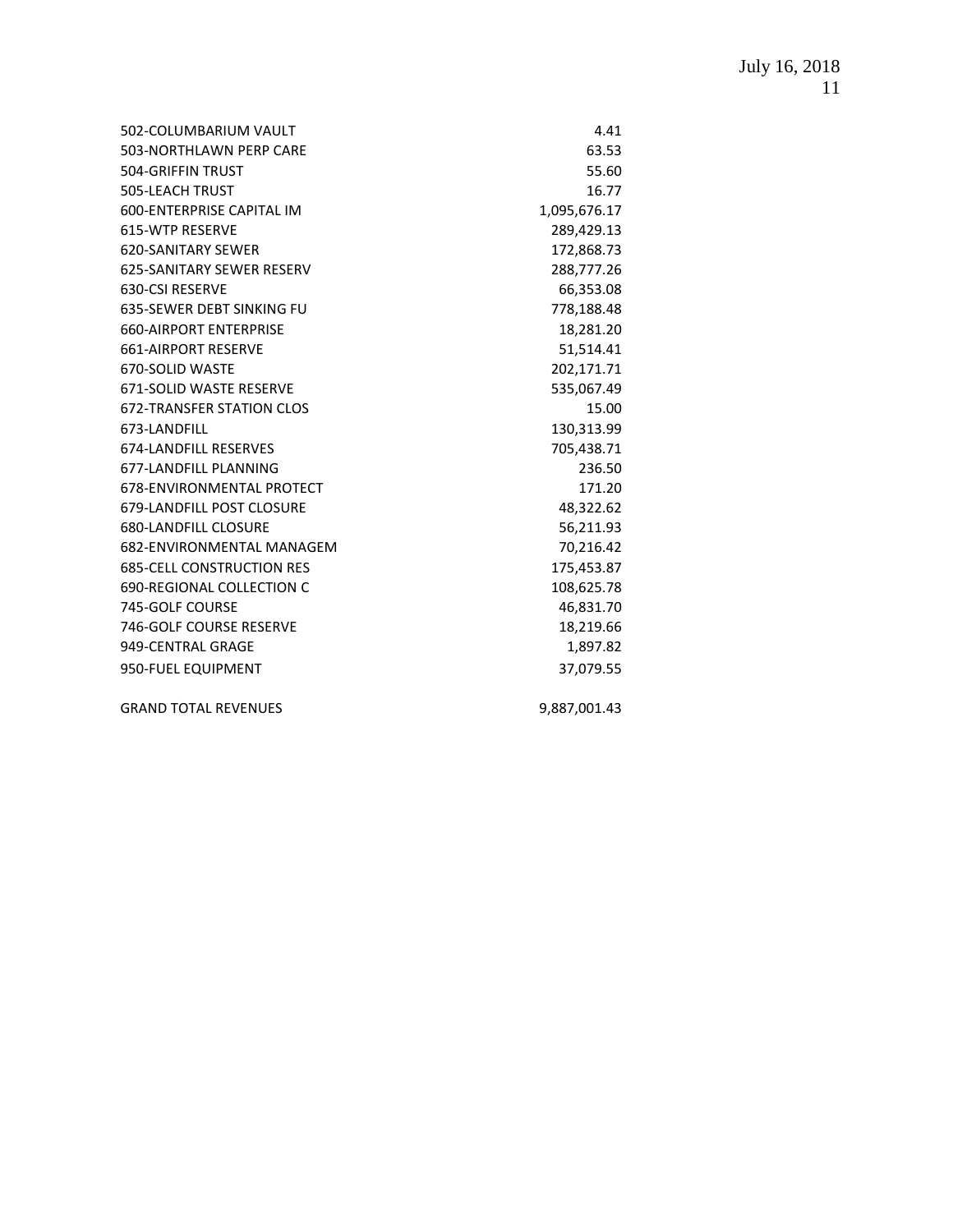| | |
|---|---|
| 502-COLUMBARIUM VAULT | 4.41 |
| 503-NORTHLAWN PERP CARE | 63.53 |
| 504-GRIFFIN TRUST | 55.60 |
| 505-LEACH TRUST | 16.77 |
| 600-ENTERPRISE CAPITAL IM | 1,095,676.17 |
| 615-WTP RESERVE | 289,429.13 |
| 620-SANITARY SEWER | 172,868.73 |
| 625-SANITARY SEWER RESERV | 288,777.26 |
| 630-CSI RESERVE | 66,353.08 |
| 635-SEWER DEBT SINKING FU | 778,188.48 |
| 660-AIRPORT ENTERPRISE | 18,281.20 |
| 661-AIRPORT RESERVE | 51,514.41 |
| 670-SOLID WASTE | 202,171.71 |
| 671-SOLID WASTE RESERVE | 535,067.49 |
| 672-TRANSFER STATION CLOS | 15.00 |
| 673-LANDFILL | 130,313.99 |
| 674-LANDFILL RESERVES | 705,438.71 |
| 677-LANDFILL PLANNING | 236.50 |
| 678-ENVIRONMENTAL PROTECT | 171.20 |
| 679-LANDFILL POST CLOSURE | 48,322.62 |
| 680-LANDFILL CLOSURE | 56,211.93 |
| 682-ENVIRONMENTAL MANAGEM | 70,216.42 |
| 685-CELL CONSTRUCTION RES | 175,453.87 |
| 690-REGIONAL COLLECTION C | 108,625.78 |
| 745-GOLF COURSE | 46,831.70 |
| 746-GOLF COURSE RESERVE | 18,219.66 |
| 949-CENTRAL GRAGE | 1,897.82 |
| 950-FUEL EQUIPMENT | 37,079.55 |
| | |
| GRAND TOTAL REVENUES | 9,887,001.43 |